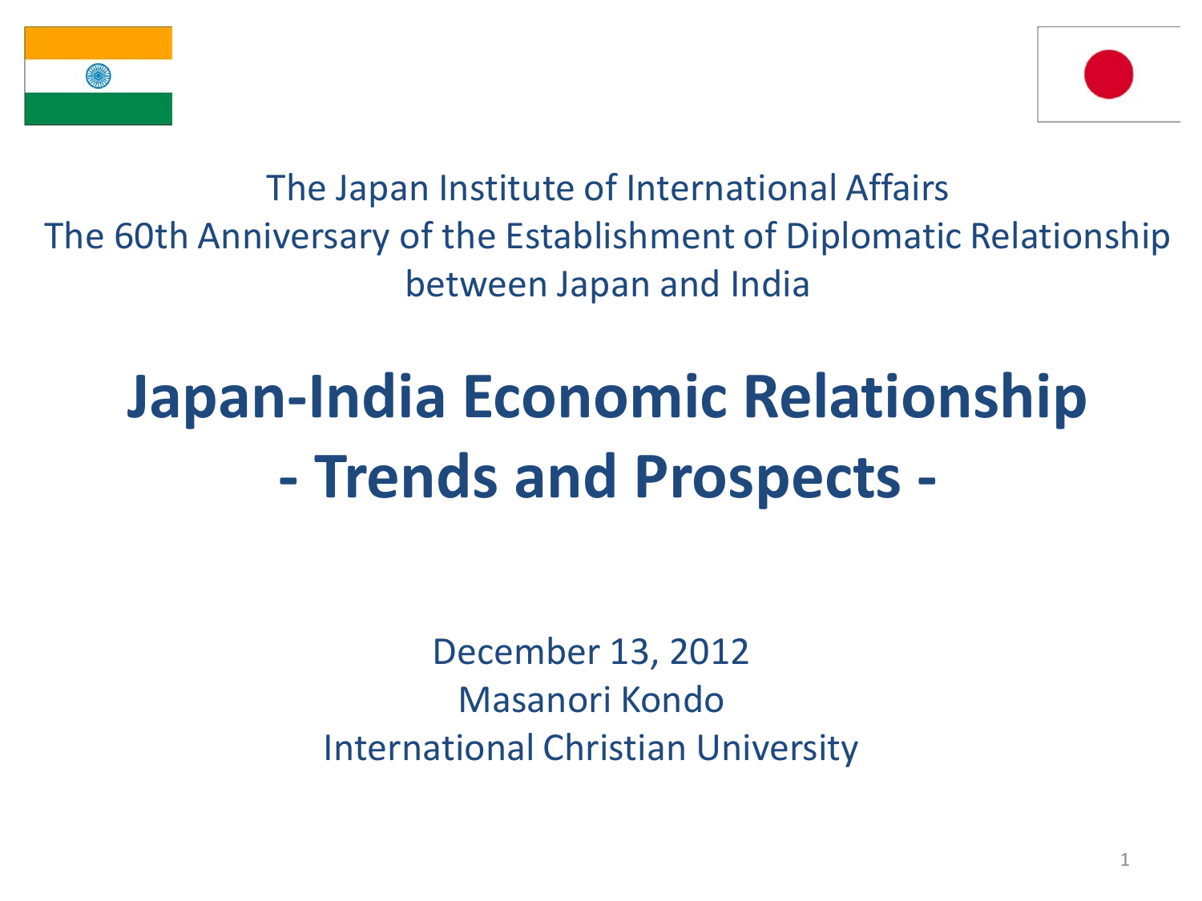The Japan Institute of International Affairs
The 60th Anniversary of the Establishment of Diplomatic Relationship between Japan and India

# Japan-India Economic Relationship
# - Trends and Prospects -

December 13, 2012
Masanori Kondo
International Christian University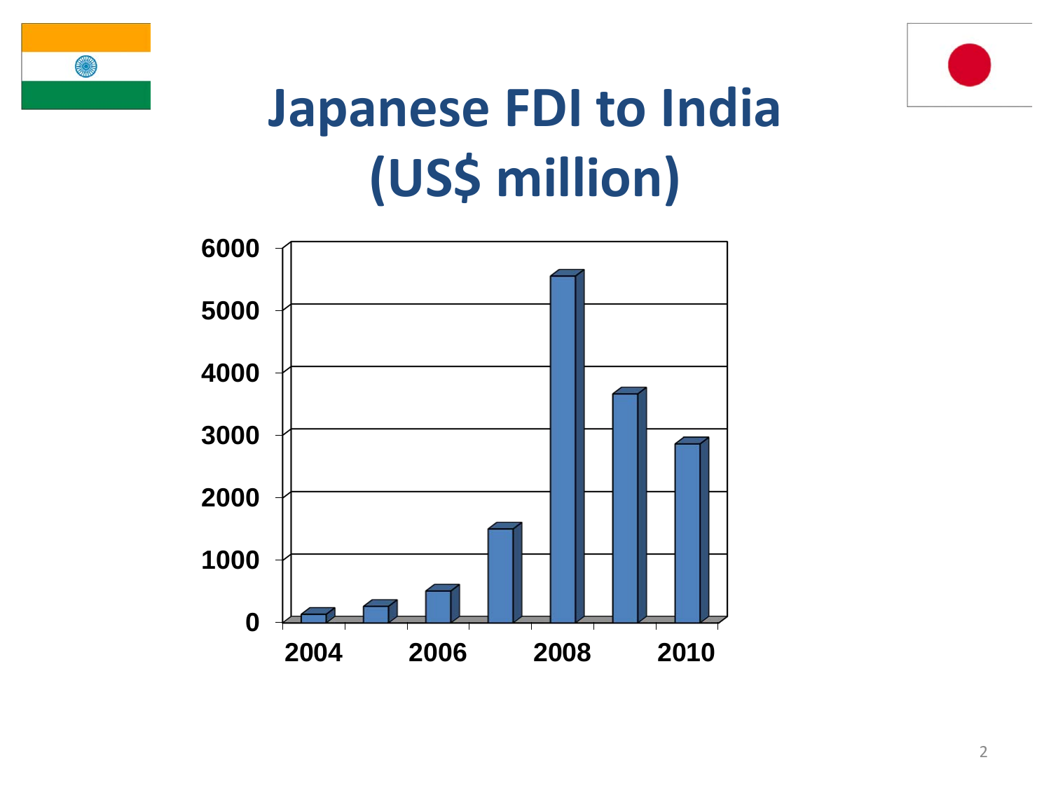# Japanese FDI to India (US$ million)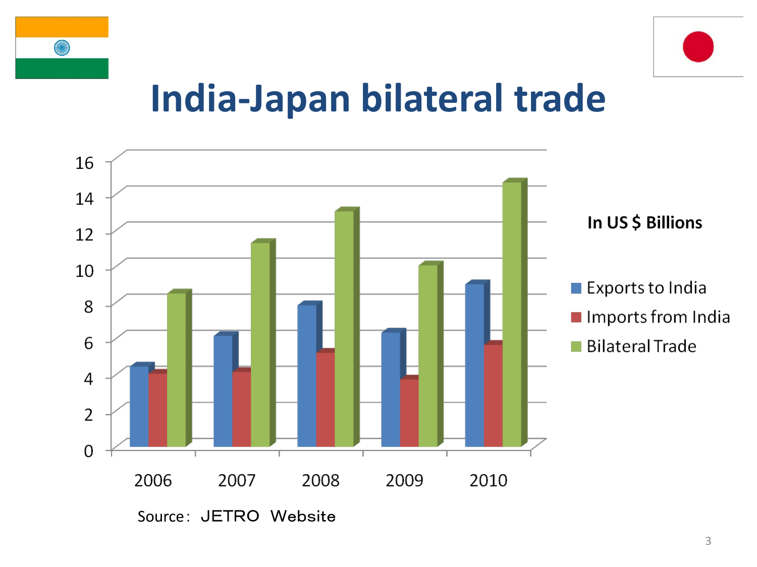# India-Japan bilateral trade

In US $ Billions

- Exports to India
- Imports from India
- Bilateral Trade

Source: JETRO Website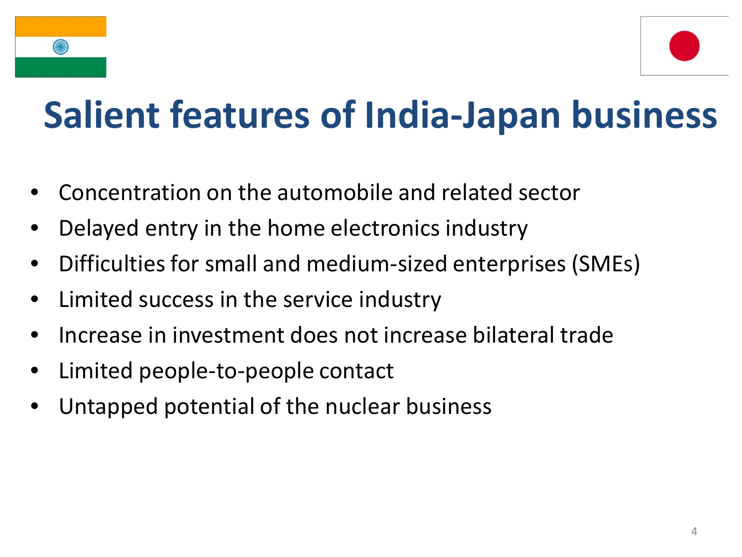# Salient features of India-Japan business

- Concentration on the automobile and related sector
- Delayed entry in the home electronics industry
- Difficulties for small and medium-sized enterprises (SMEs)
- Limited success in the service industry
- Increase in investment does not increase bilateral trade
- Limited people-to-people contact
- Untapped potential of the nuclear business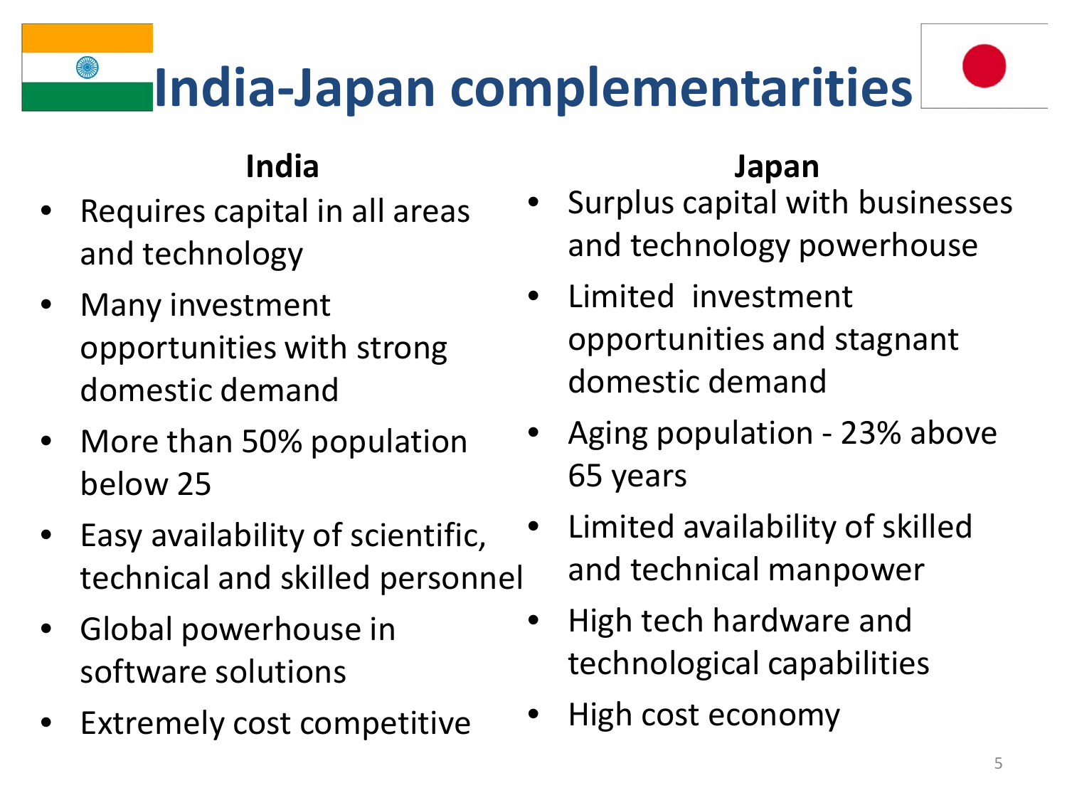# India-Japan complementarities

## India

- Requires capital in all areas and technology
- Many investment opportunities with strong domestic demand
- More than 50% population below 25
- Easy availability of scientific, technical and skilled personnel
- Global powerhouse in software solutions
- Extremely cost competitive

## Japan

- Surplus capital with businesses and technology powerhouse
- Limited investment opportunities and stagnant domestic demand
- Aging population - 23% above 65 years
- Limited availability of skilled and technical manpower
- High tech hardware and technological capabilities
- High cost economy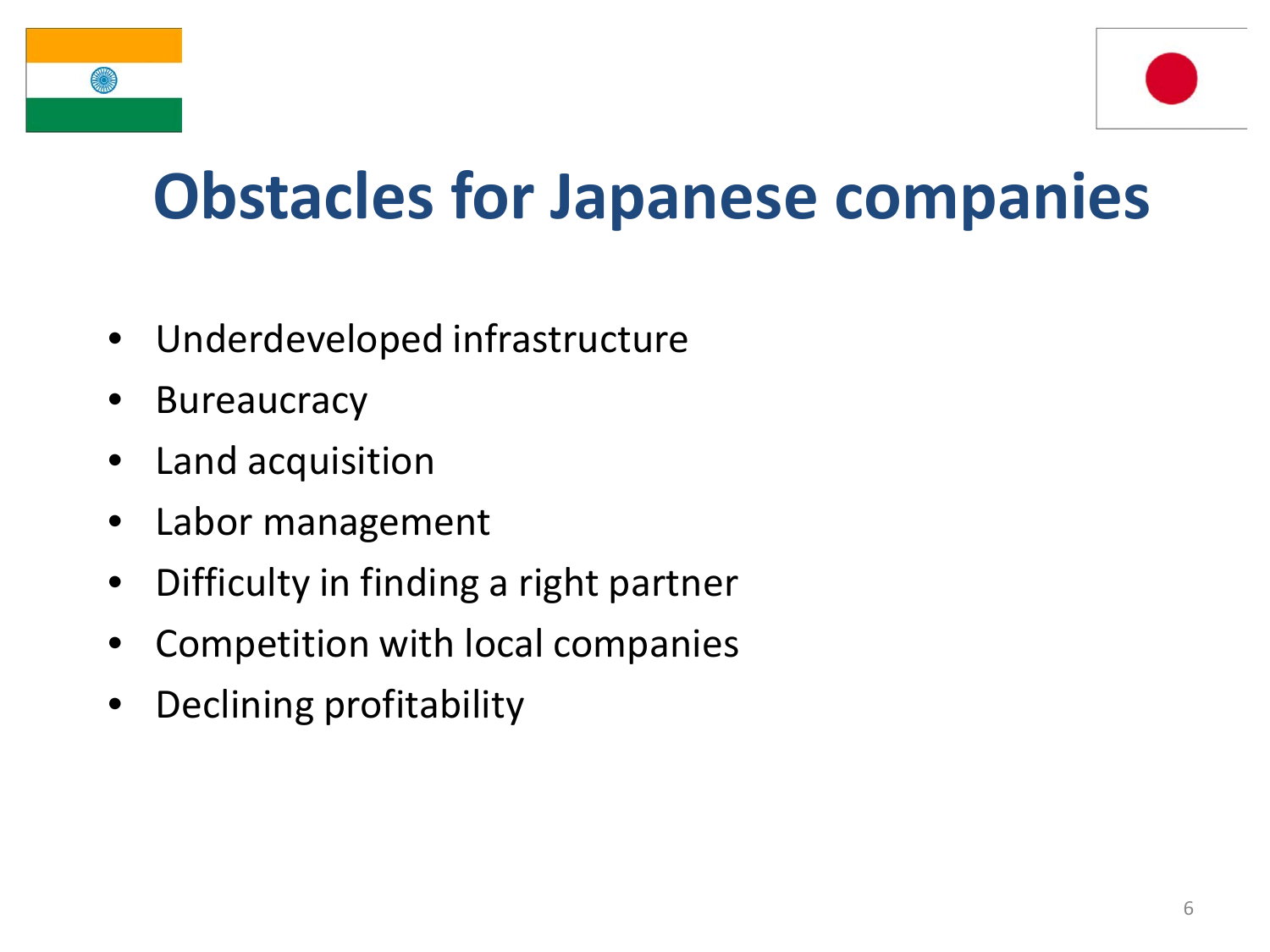# Obstacles for Japanese companies

- Underdeveloped infrastructure
- Bureaucracy
- Land acquisition
- Labor management
- Difficulty in finding a right partner
- Competition with local companies
- Declining profitability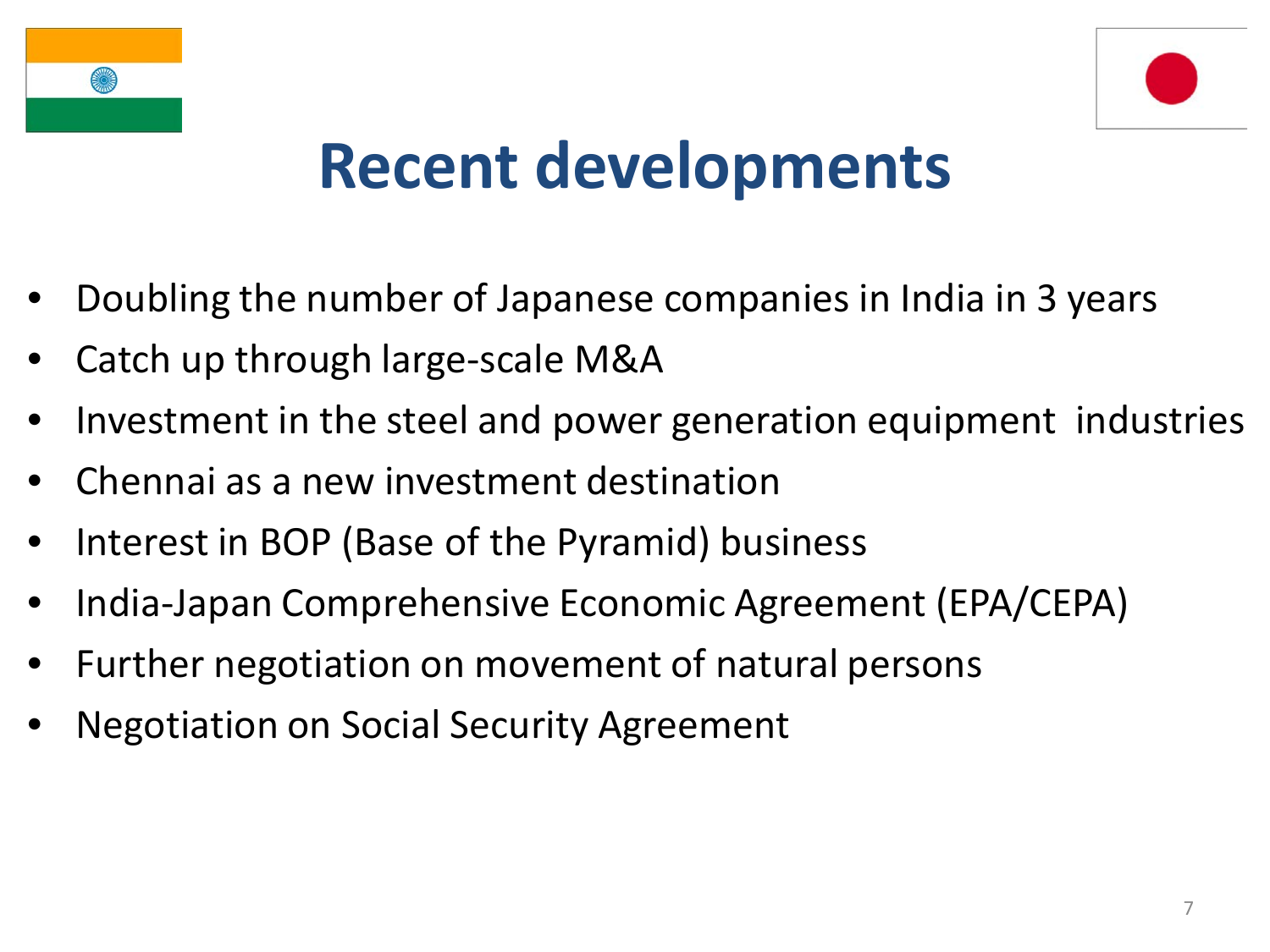# Recent developments

- Doubling the number of Japanese companies in India in 3 years
- Catch up through large-scale M&A
- Investment in the steel and power generation equipment industries
- Chennai as a new investment destination
- Interest in BOP (Base of the Pyramid) business
- India-Japan Comprehensive Economic Agreement (EPA/CEPA)
- Further negotiation on movement of natural persons
- Negotiation on Social Security Agreement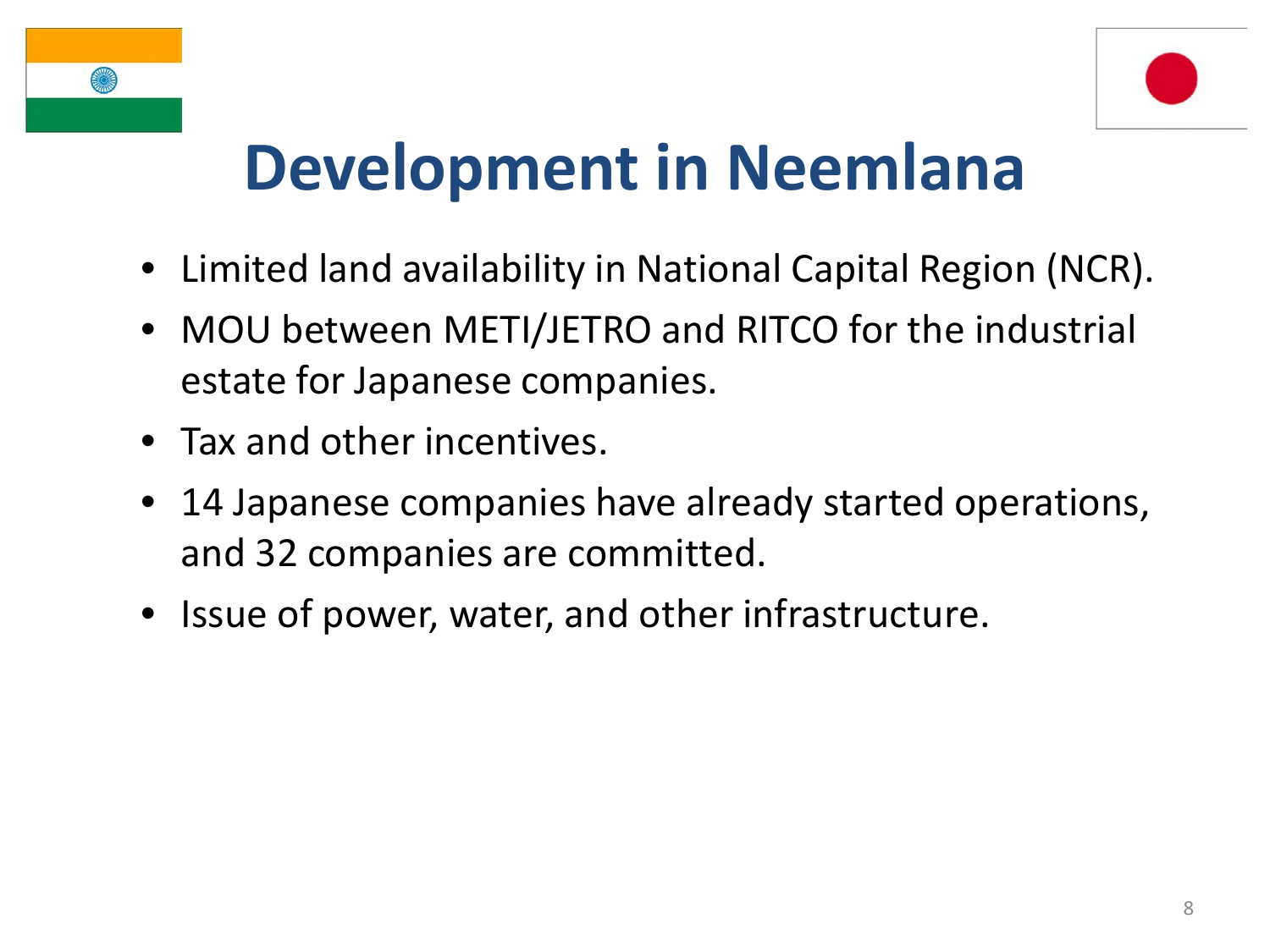# Development in Neemlana

- Limited land availability in National Capital Region (NCR).
- MOU between METI/JETRO and RITCO for the industrial estate for Japanese companies.
- Tax and other incentives.
- 14 Japanese companies have already started operations, and 32 companies are committed.
- Issue of power, water, and other infrastructure.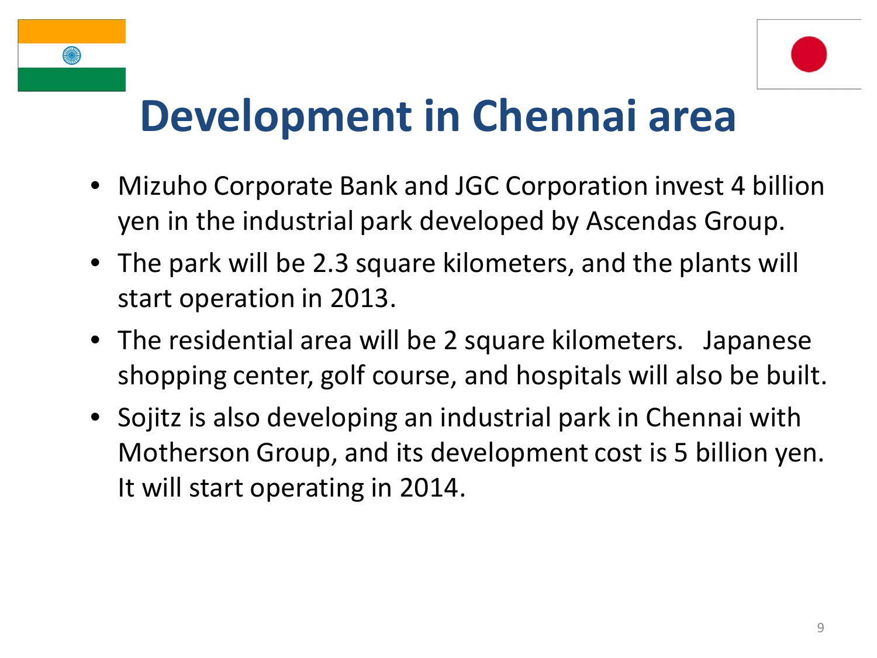# Development in Chennai area

- Mizuho Corporate Bank and JGC Corporation invest 4 billion yen in the industrial park developed by Ascendas Group.
- The park will be 2.3 square kilometers, and the plants will start operation in 2013.
- The residential area will be 2 square kilometers. Japanese shopping center, golf course, and hospitals will also be built.
- Sojitz is also developing an industrial park in Chennai with Motherson Group, and its development cost is 5 billion yen. It will start operating in 2014.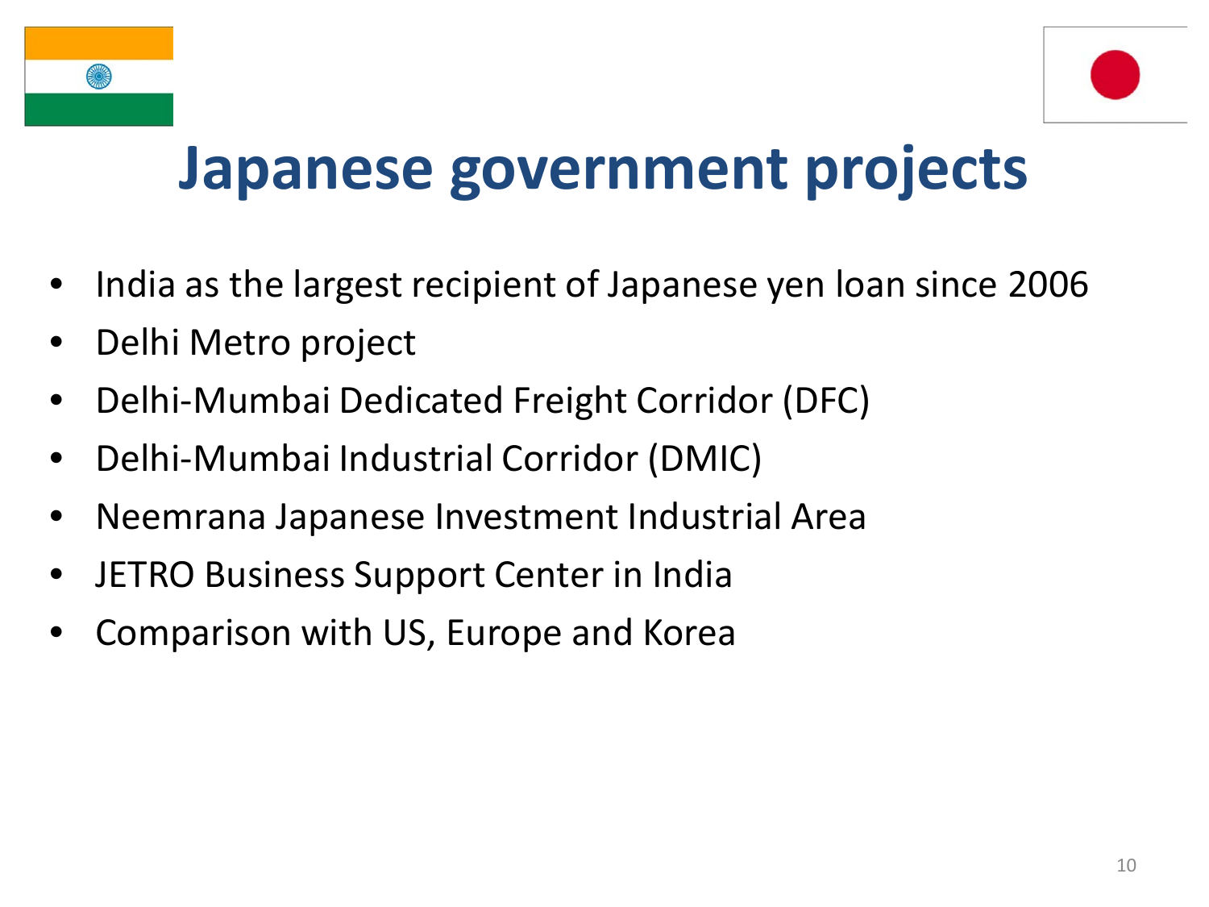# Japanese government projects

- India as the largest recipient of Japanese yen loan since 2006
- Delhi Metro project
- Delhi-Mumbai Dedicated Freight Corridor (DFC)
- Delhi-Mumbai Industrial Corridor (DMIC)
- Neemrana Japanese Investment Industrial Area
- JETRO Business Support Center in India
- Comparison with US, Europe and Korea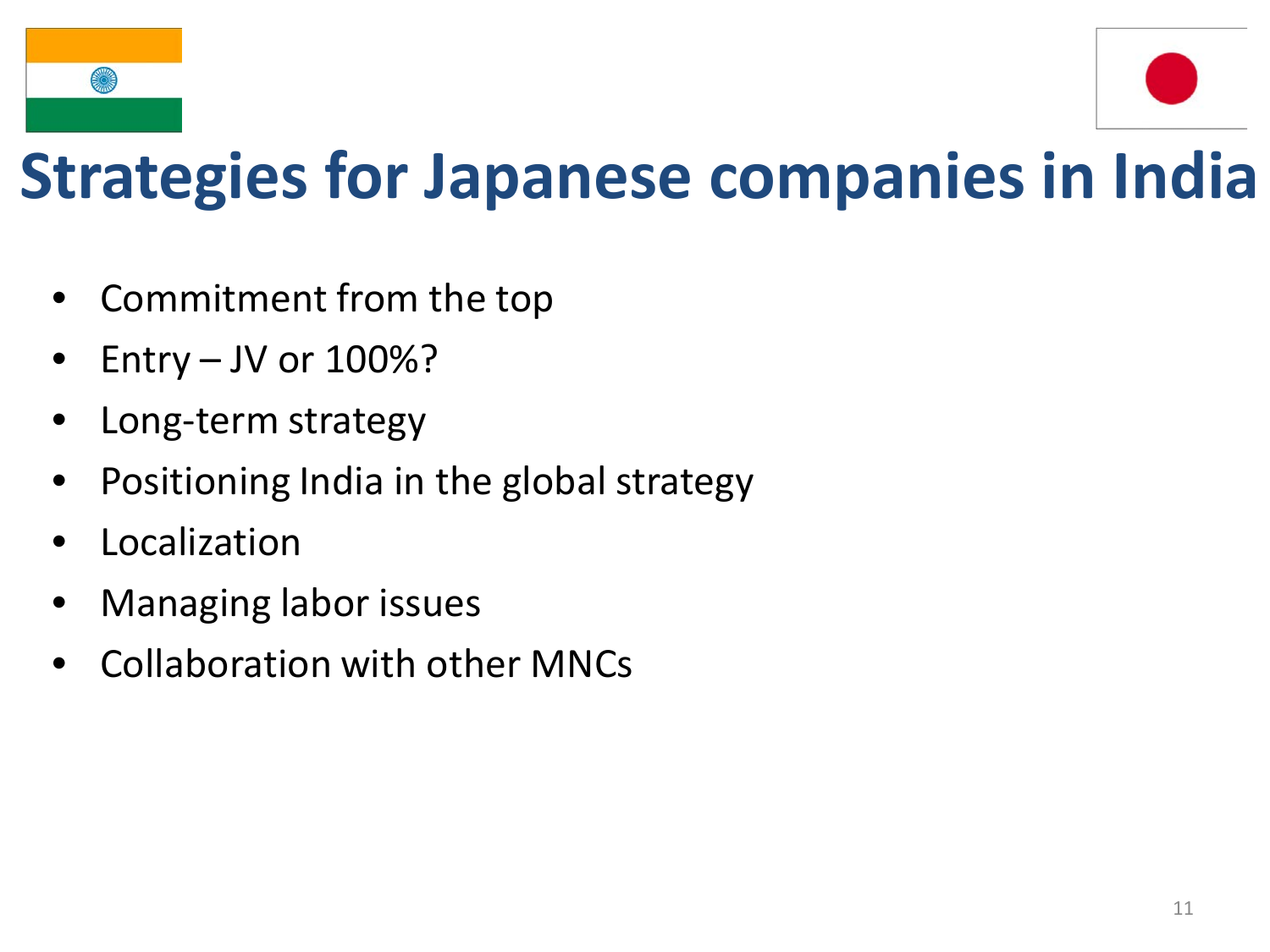# Strategies for Japanese companies in India

- Commitment from the top
- Entry – JV or 100%?
- Long-term strategy
- Positioning India in the global strategy
- Localization
- Managing labor issues
- Collaboration with other MNCs